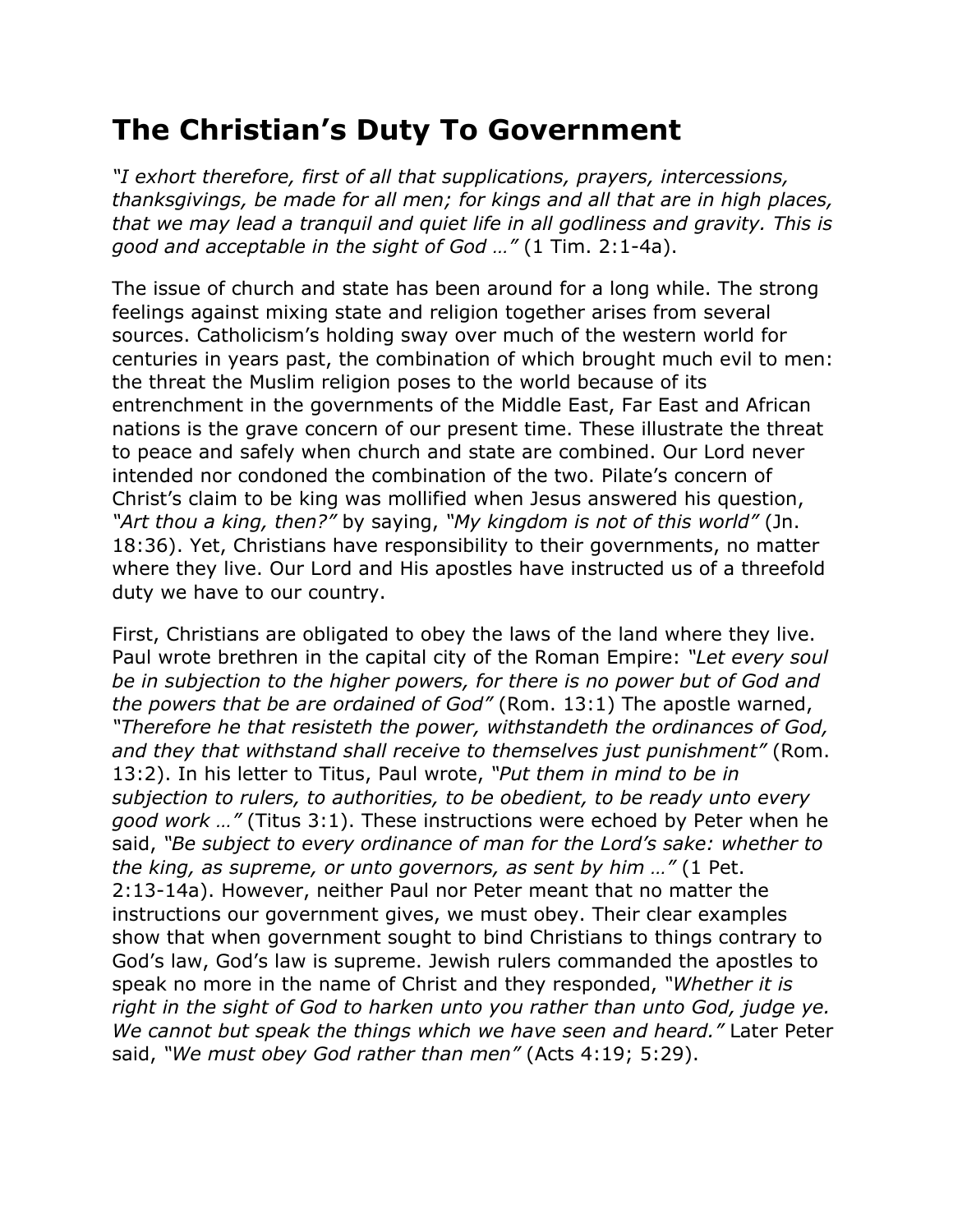# The Christian's Duty To Government

*"I exhort therefore, first of all that supplications, prayers, intercessions, thanksgivings, be made for all men; for kings and all that are in high places, that we may lead a tranquil and quiet life in all godliness and gravity. This is good and acceptable in the sight of God …"* (1 Tim. 2:1-4a).

The issue of church and state has been around for a long while. The strong feelings against mixing state and religion together arises from several sources. Catholicism's holding sway over much of the western world for centuries in years past, the combination of which brought much evil to men: the threat the Muslim religion poses to the world because of its entrenchment in the governments of the Middle East, Far East and African nations is the grave concern of our present time. These illustrate the threat to peace and safely when church and state are combined. Our Lord never intended nor condoned the combination of the two. Pilate's concern of Christ's claim to be king was mollified when Jesus answered his question, *"Art thou a king, then?"* by saying, *"My kingdom is not of this world"* (Jn. 18:36). Yet, Christians have responsibility to their governments, no matter where they live. Our Lord and His apostles have instructed us of a threefold duty we have to our country.

First, Christians are obligated to obey the laws of the land where they live. Paul wrote brethren in the capital city of the Roman Empire: *"Let every soul be in subjection to the higher powers, for there is no power but of God and the powers that be are ordained of God"* (Rom. 13:1) The apostle warned, *"Therefore he that resisteth the power, withstandeth the ordinances of God, and they that withstand shall receive to themselves just punishment"* (Rom. 13:2). In his letter to Titus, Paul wrote, *"Put them in mind to be in subjection to rulers, to authorities, to be obedient, to be ready unto every good work …"* (Titus 3:1). These instructions were echoed by Peter when he said, *"Be subject to every ordinance of man for the Lord's sake: whether to the king, as supreme, or unto governors, as sent by him …"* (1 Pet. 2:13-14a). However, neither Paul nor Peter meant that no matter the instructions our government gives, we must obey. Their clear examples show that when government sought to bind Christians to things contrary to God's law, God's law is supreme. Jewish rulers commanded the apostles to speak no more in the name of Christ and they responded, *"Whether it is right in the sight of God to harken unto you rather than unto God, judge ye. We cannot but speak the things which we have seen and heard."* Later Peter said, *"We must obey God rather than men"* (Acts 4:19; 5:29).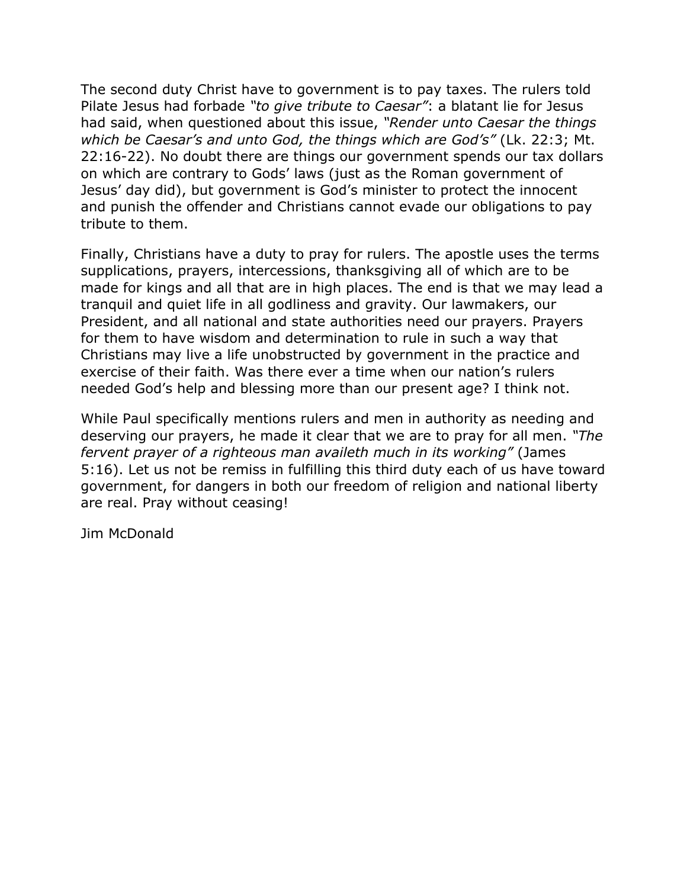The second duty Christ have to government is to pay taxes. The rulers told Pilate Jesus had forbade *"to give tribute to Caesar"*: a blatant lie for Jesus had said, when questioned about this issue, *"Render unto Caesar the things which be Caesar's and unto God, the things which are God's"* (Lk. 22:3; Mt. 22:16-22). No doubt there are things our government spends our tax dollars on which are contrary to Gods' laws (just as the Roman government of Jesus' day did), but government is God's minister to protect the innocent and punish the offender and Christians cannot evade our obligations to pay tribute to them.

Finally, Christians have a duty to pray for rulers. The apostle uses the terms supplications, prayers, intercessions, thanksgiving all of which are to be made for kings and all that are in high places. The end is that we may lead a tranquil and quiet life in all godliness and gravity. Our lawmakers, our President, and all national and state authorities need our prayers. Prayers for them to have wisdom and determination to rule in such a way that Christians may live a life unobstructed by government in the practice and exercise of their faith. Was there ever a time when our nation's rulers needed God's help and blessing more than our present age? I think not.

While Paul specifically mentions rulers and men in authority as needing and deserving our prayers, he made it clear that we are to pray for all men. *"The fervent prayer of a righteous man availeth much in its working"* (James 5:16). Let us not be remiss in fulfilling this third duty each of us have toward government, for dangers in both our freedom of religion and national liberty are real. Pray without ceasing!

Jim McDonald